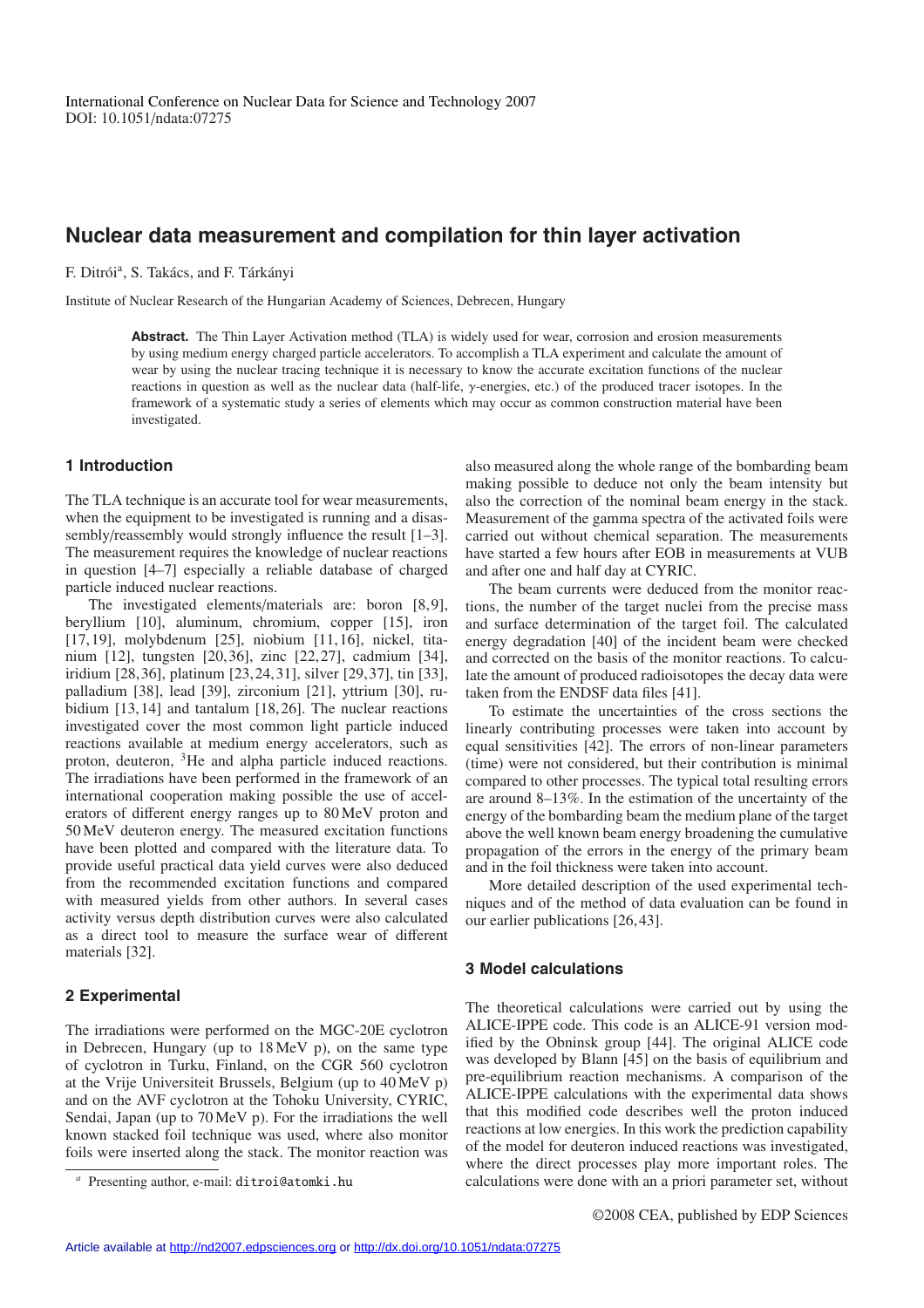# Nuclear data measurement and compilation for thin layer activation

F. Ditrói[a], S. Takács, and F. Tárkányi

Institute of Nuclear Research of the Hungarian Academy of Sciences, Debrecen, Hungary

**Abstract.** The Thin Layer Activation method (TLA) is widely used for wear, corrosion and erosion measurements by using medium energy charged particle accelerators. To accomplish a TLA experiment and calculate the amount of wear by using the nuclear tracing technique it is necessary to know the accurate excitation functions of the nuclear reactions in question as well as the nuclear data (half-life, $\gamma$-energies, etc.) of the produced tracer isotopes. In the framework of a systematic study a series of elements which may occur as common construction material have been investigated.

## 1 Introduction

The TLA technique is an accurate tool for wear measurements, when the equipment to be investigated is running and a disassembly/reassembly would strongly influence the result [1–3]. The measurement requires the knowledge of nuclear reactions in question [4–7] especially a reliable database of charged particle induced nuclear reactions.

The investigated elements/materials are: boron [8,9], beryllium [10], aluminum, chromium, copper [15], iron [17,19], molybdenum [25], niobium [11,16], nickel, titanium [12], tungsten [20,36], zinc [22,27], cadmium [34], iridium [28,36], platinum [23,24,31], silver [29,37], tin [33], palladium [38], lead [39], zirconium [21], yttrium [30], rubidium [13,14] and tantalum [18,26]. The nuclear reactions investigated cover the most common light particle induced reactions available at medium energy accelerators, such as proton, deuteron, $^{3}$He and alpha particle induced reactions. The irradiations have been performed in the framework of an international cooperation making possible the use of accelerators of different energy ranges up to 80 MeV proton and 50 MeV deuteron energy. The measured excitation functions have been plotted and compared with the literature data. To provide useful practical data yield curves were also deduced from the recommended excitation functions and compared with measured yields from other authors. In several cases activity versus depth distribution curves were also calculated as a direct tool to measure the surface wear of different materials [32].

## 2 Experimental

The irradiations were performed on the MGC-20E cyclotron in Debrecen, Hungary (up to 18 MeV p), on the same type of cyclotron in Turku, Finland, on the CGR 560 cyclotron at the Vrije Universiteit Brussels, Belgium (up to 40 MeV p) and on the AVF cyclotron at the Tohoku University, CYRIC, Sendai, Japan (up to 70 MeV p). For the irradiations the well known stacked foil technique was used, where also monitor foils were inserted along the stack. The monitor reaction was also measured along the whole range of the bombarding beam making possible to deduce not only the beam intensity but also the correction of the nominal beam energy in the stack. Measurement of the gamma spectra of the activated foils were carried out without chemical separation. The measurements have started a few hours after EOB in measurements at VUB and after one and half day at CYRIC.

The beam currents were deduced from the monitor reactions, the number of the target nuclei from the precise mass and surface determination of the target foil. The calculated energy degradation [40] of the incident beam were checked and corrected on the basis of the monitor reactions. To calculate the amount of produced radioisotopes the decay data were taken from the ENDSF data files [41].

To estimate the uncertainties of the cross sections the linearly contributing processes were taken into account by equal sensitivities [42]. The errors of non-linear parameters (time) were not considered, but their contribution is minimal compared to other processes. The typical total resulting errors are around 8–13%. In the estimation of the uncertainty of the energy of the bombarding beam the medium plane of the target above the well known beam energy broadening the cumulative propagation of the errors in the energy of the primary beam and in the foil thickness were taken into account.

More detailed description of the used experimental techniques and of the method of data evaluation can be found in our earlier publications [26,43].

## 3 Model calculations

The theoretical calculations were carried out by using the ALICE-IPPE code. This code is an ALICE-91 version modified by the Obninsk group [44]. The original ALICE code was developed by Blann [45] on the basis of equilibrium and pre-equilibrium reaction mechanisms. A comparison of the ALICE-IPPE calculations with the experimental data shows that this modified code describes well the proton induced reactions at low energies. In this work the prediction capability of the model for deuteron induced reactions was investigated, where the direct processes play more important roles. The calculations were done with an a priori parameter set, without

[a] Presenting author, e-mail: ditroi@atomki.hu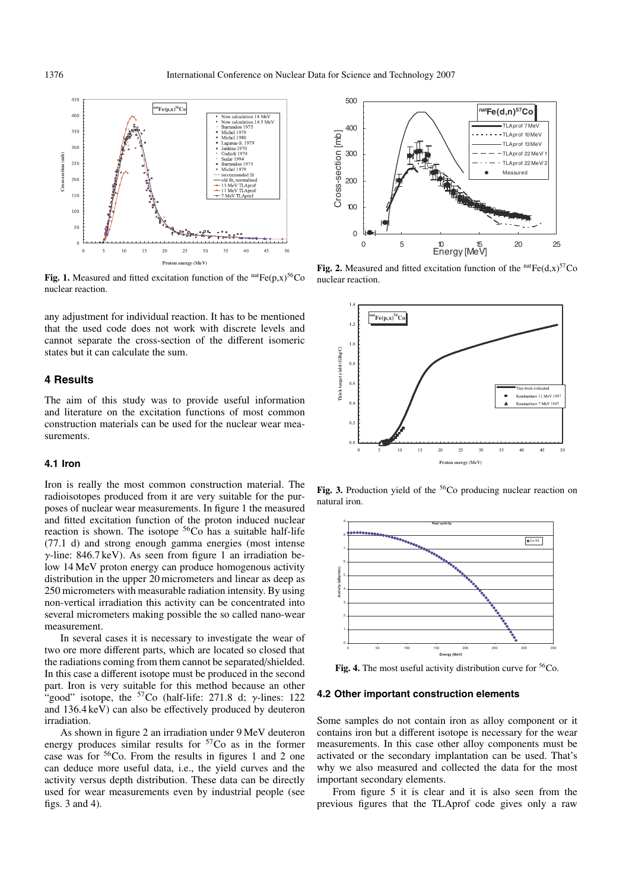**Fig. 1.** Measured and fitted excitation function of the $^{nat}Fe(p,x)^{56}Co$ nuclear reaction.

**Fig. 2.** Measured and fitted excitation function of the $^{nat}Fe(d,x)^{57}Co$ nuclear reaction.

any adjustment for individual reaction. It has to be mentioned that the used code does not work with discrete levels and cannot separate the cross-section of the different isomeric states but it can calculate the sum.

## 4 Results

The aim of this study was to provide useful information and literature on the excitation functions of most common construction materials can be used for the nuclear wear measurements.

### 4.1 Iron

Iron is really the most common construction material. The radioisotopes produced from it are very suitable for the purposes of nuclear wear measurements. In figure 1 the measured and fitted excitation function of the proton induced nuclear reaction is shown. The isotope $^{56}Co$ has a suitable half-life (77.1 d) and strong enough gamma energies (most intense $\gamma$-line: 846.7 keV). As seen from figure 1 an irradiation below 14 MeV proton energy can produce homogenous activity distribution in the upper 20 micrometers and linear as deep as 250 micrometers with measurable radiation intensity. By using non-vertical irradiation this activity can be concentrated into several micrometers making possible the so called nano-wear measurement.

In several cases it is necessary to investigate the wear of two ore more different parts, which are located so closed that the radiations coming from them cannot be separated/shielded. In this case a different isotope must be produced in the second part. Iron is very suitable for this method because an other "good" isotope, the $^{57}Co$ (half-life: 271.8 d; $\gamma$-lines: 122 and 136.4 keV) can also be effectively produced by deuteron irradiation.

As shown in figure 2 an irradiation under 9 MeV deuteron energy produces similar results for $^{57}Co$ as in the former case was for $^{56}Co$. From the results in figures 1 and 2 one can deduce more useful data, i.e., the yield curves and the activity versus depth distribution. These data can be directly used for wear measurements even by industrial people (see figs. 3 and 4).

**Fig. 3.** Production yield of the $^{56}Co$ producing nuclear reaction on natural iron.

**Fig. 4.** The most useful activity distribution curve for $^{56}Co$.

### 4.2 Other important construction elements

Some samples do not contain iron as alloy component or it contains iron but a different isotope is necessary for the wear measurements. In this case other alloy components must be activated or the secondary implantation can be used. That's why we also measured and collected the data for the most important secondary elements.

From figure 5 it is clear and it is also seen from the previous figures that the TLAprof code gives only a raw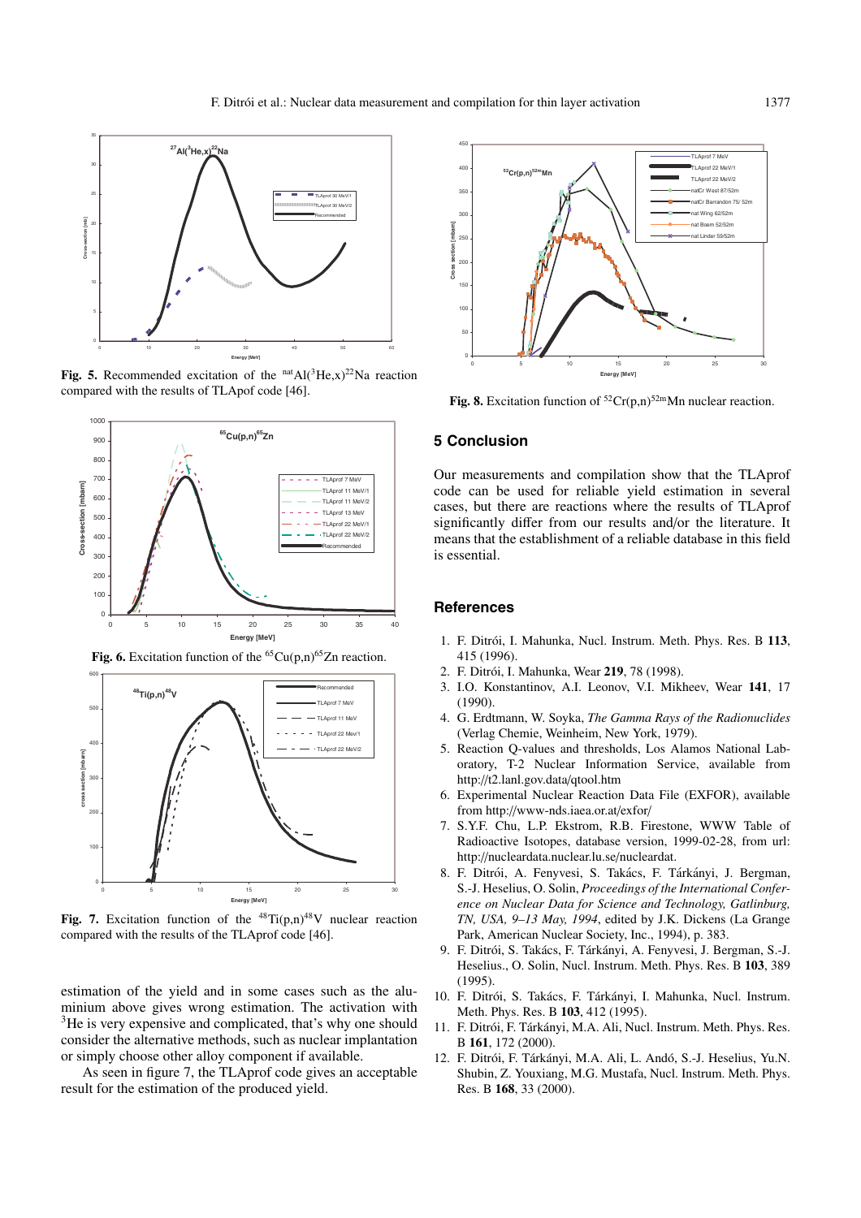**Fig. 5.** Recommended excitation of the $^{nat}Al(^{3}He,x)^{22}Na$ reaction compared with the results of TLApof code [46].

**Fig. 6.** Excitation function of the $^{65}Cu(p,n)^{65}Zn$ reaction.

**Fig. 7.** Excitation function of the $^{48}Ti(p,n)^{48}V$ nuclear reaction compared with the results of the TLAprof code [46].

estimation of the yield and in some cases such as the aluminium above gives wrong estimation. The activation with $^{3}He$ is very expensive and complicated, that's why one should consider the alternative methods, such as nuclear implantation or simply choose other alloy component if available.

As seen in figure 7, the TLAprof code gives an acceptable result for the estimation of the produced yield.

**Fig. 8.** Excitation function of $^{52}Cr(p,n)^{52m}Mn$ nuclear reaction.

## 5 Conclusion

Our measurements and compilation show that the TLAprof code can be used for reliable yield estimation in several cases, but there are reactions where the results of TLAprof significantly differ from our results and/or the literature. It means that the establishment of a reliable database in this field is essential.

## References

1. F. Ditrói, I. Mahunka, Nucl. Instrum. Meth. Phys. Res. B **113**, 415 (1996).
2. F. Ditrói, I. Mahunka, Wear **219**, 78 (1998).
3. I.O. Konstantinov, A.I. Leonov, V.I. Mikheev, Wear **141**, 17 (1990).
4. G. Erdtmann, W. Soyka, *The Gamma Rays of the Radionuclides* (Verlag Chemie, Weinheim, New York, 1979).
5. Reaction Q-values and thresholds, Los Alamos National Laboratory, T-2 Nuclear Information Service, available from http://t2.lanl.gov.data/qtool.htm
6. Experimental Nuclear Reaction Data File (EXFOR), available from http://www-nds.iaea.or.at/exfor/
7. S.Y.F. Chu, L.P. Ekstrom, R.B. Firestone, WWW Table of Radioactive Isotopes, database version, 1999-02-28, from url: http://nucleardata.nuclear.lu.se/nucleardat.
8. F. Ditrói, A. Fenyvesi, S. Takács, F. Tárkányi, J. Bergman, S.-J. Heselius, O. Solin, *Proceedings of the International Conference on Nuclear Data for Science and Technology, Gatlinburg, TN, USA, 9–13 May, 1994*, edited by J.K. Dickens (La Grange Park, American Nuclear Society, Inc., 1994), p. 383.
9. F. Ditrói, S. Takács, F. Tárkányi, A. Fenyvesi, J. Bergman, S.-J. Heselius., O. Solin, Nucl. Instrum. Meth. Phys. Res. B **103**, 389 (1995).
10. F. Ditrói, S. Takács, F. Tárkányi, I. Mahunka, Nucl. Instrum. Meth. Phys. Res. B **103**, 412 (1995).
11. F. Ditrói, F. Tárkányi, M.A. Ali, Nucl. Instrum. Meth. Phys. Res. B **161**, 172 (2000).
12. F. Ditrói, F. Tárkányi, M.A. Ali, L. Andó, S.-J. Heselius, Yu.N. Shubin, Z. Youxiang, M.G. Mustafa, Nucl. Instrum. Meth. Phys. Res. B **168**, 33 (2000).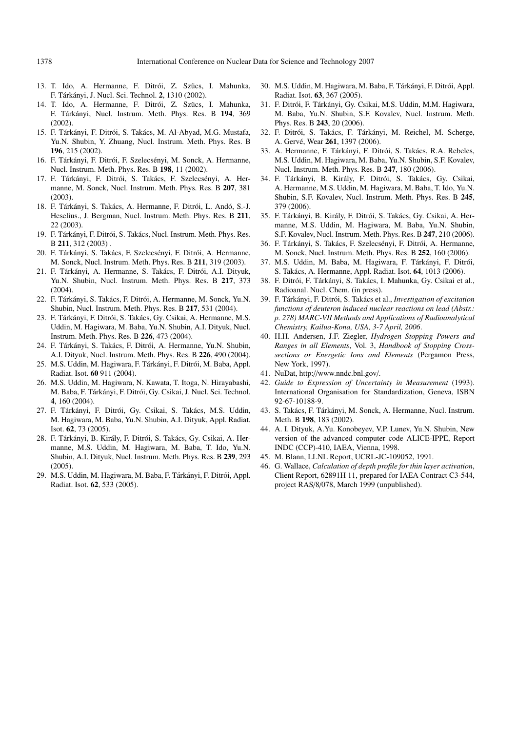13. T. Ido, A. Hermanne, F. Ditrói, Z. Szücs, I. Mahunka, F. Tárkányi, J. Nucl. Sci. Technol. **2**, 1310 (2002).
14. T. Ido, A. Hermanne, F. Ditrói, Z. Szücs, I. Mahunka, F. Tárkányi, Nucl. Instrum. Meth. Phys. Res. B **194**, 369 (2002).
15. F. Tárkányi, F. Ditrói, S. Takács, M. Al-Abyad, M.G. Mustafa, Yu.N. Shubin, Y. Zhuang, Nucl. Instrum. Meth. Phys. Res. B **196**, 215 (2002).
16. F. Tárkányi, F. Ditrói, F. Szelecsényi, M. Sonck, A. Hermanne, Nucl. Instrum. Meth. Phys. Res. B **198**, 11 (2002).
17. F. Tárkányi, F. Ditrói, S. Takács, F. Szelecsényi, A. Hermanne, M. Sonck, Nucl. Instrum. Meth. Phys. Res. B **207**, 381 (2003).
18. F. Tárkányi, S. Takács, A. Hermanne, F. Ditrói, L. Andó, S.-J. Heselius., J. Bergman, Nucl. Instrum. Meth. Phys. Res. B **211**, 22 (2003).
19. F. Tárkányi, F. Ditrói, S. Takács, Nucl. Instrum. Meth. Phys. Res. B **211**, 312 (2003) .
20. F. Tárkányi, S. Takács, F. Szelecsényi, F. Ditrói, A. Hermanne, M. Sonck, Nucl. Instrum. Meth. Phys. Res. B **211**, 319 (2003).
21. F. Tárkányi, A. Hermanne, S. Takács, F. Ditrói, A.I. Dityuk, Yu.N. Shubin, Nucl. Instrum. Meth. Phys. Res. B **217**, 373 (2004).
22. F. Tárkányi, S. Takács, F. Ditrói, A. Hermanne, M. Sonck, Yu.N. Shubin, Nucl. Instrum. Meth. Phys. Res. B **217**, 531 (2004).
23. F. Tárkányi, F. Ditrói, S. Takács, Gy. Csikai, A. Hermanne, M.S. Uddin, M. Hagiwara, M. Baba, Yu.N. Shubin, A.I. Dityuk, Nucl. Instrum. Meth. Phys. Res. B **226**, 473 (2004).
24. F. Tárkányi, S. Takács, F. Ditrói, A. Hermanne, Yu.N. Shubin, A.I. Dityuk, Nucl. Instrum. Meth. Phys. Res. B **226**, 490 (2004).
25. M.S. Uddin, M. Hagiwara, F. Tárkányi, F. Ditrói, M. Baba, Appl. Radiat. Isot. **60** 911 (2004).
26. M.S. Uddin, M. Hagiwara, N. Kawata, T. Itoga, N. Hirayabashi, M. Baba, F. Tárkányi, F. Ditrói, Gy. Csikai, J. Nucl. Sci. Technol. **4**, 160 (2004).
27. F. Tárkányi, F. Ditrói, Gy. Csikai, S. Takács, M.S. Uddin, M. Hagiwara, M. Baba, Yu.N. Shubin, A.I. Dityuk, Appl. Radiat. Isot. **62**, 73 (2005).
28. F. Tárkányi, B. Király, F. Ditrói, S. Takács, Gy. Csikai, A. Hermanne, M.S. Uddin, M. Hagiwara, M. Baba, T. Ido, Yu.N. Shubin, A.I. Dityuk, Nucl. Instrum. Meth. Phys. Res. B **239**, 293 (2005).
29. M.S. Uddin, M. Hagiwara, M. Baba, F. Tárkányi, F. Ditrói, Appl. Radiat. Isot. **62**, 533 (2005).
30. M.S. Uddin, M. Hagiwara, M. Baba, F. Tárkányi, F. Ditrói, Appl. Radiat. Isot. **63**, 367 (2005).
31. F. Ditrói, F. Tárkányi, Gy. Csikai, M.S. Uddin, M.M. Hagiwara, M. Baba, Yu.N. Shubin, S.F. Kovalev, Nucl. Instrum. Meth. Phys. Res. B **243**, 20 (2006).
32. F. Ditrói, S. Takács, F. Tárkányi, M. Reichel, M. Scherge, A. Gervé, Wear **261**, 1397 (2006).
33. A. Hermanne, F. Tárkányi, F. Ditrói, S. Takács, R.A. Rebeles, M.S. Uddin, M. Hagiwara, M. Baba, Yu.N. Shubin, S.F. Kovalev, Nucl. Instrum. Meth. Phys. Res. B **247**, 180 (2006).
34. F. Tárkányi, B. Király, F. Ditrói, S. Takács, Gy. Csikai, A. Hermanne, M.S. Uddin, M. Hagiwara, M. Baba, T. Ido, Yu.N. Shubin, S.F. Kovalev, Nucl. Instrum. Meth. Phys. Res. B **245**, 379 (2006).
35. F. Tárkányi, B. Király, F. Ditrói, S. Takács, Gy. Csikai, A. Hermanne, M.S. Uddin, M. Hagiwara, M. Baba, Yu.N. Shubin, S.F. Kovalev, Nucl. Instrum. Meth. Phys. Res. B **247**, 210 (2006).
36. F. Tárkányi, S. Takács, F. Szelecsényi, F. Ditrói, A. Hermanne, M. Sonck, Nucl. Instrum. Meth. Phys. Res. B **252**, 160 (2006).
37. M.S. Uddin, M. Baba, M. Hagiwara, F. Tárkányi, F. Ditrói, S. Takács, A. Hermanne, Appl. Radiat. Isot. **64**, 1013 (2006).
38. F. Ditrói, F. Tárkányi, S. Takács, I. Mahunka, Gy. Csikai et al., Radioanal. Nucl. Chem. (in press).
39. F. Tárkányi, F. Ditrói, S. Takács et al., *Investigation of excitation functions of deuteron induced nuclear reactions on lead (Abstr.: p. 278) MARC-VII Methods and Applications of Radioanalytical Chemistry, Kailua-Kona, USA, 3-7 April, 2006*.
40. H.H. Andersen, J.F. Ziegler, *Hydrogen Stopping Powers and Ranges in all Elements*, Vol. 3, *Handbook of Stopping Cross-sections or Energetic Ions and Elements* (Pergamon Press, New York, 1997).
41. NuDat, http://www.nndc.bnl.gov/.
42. *Guide to Expression of Uncertainty in Measurement* (1993). International Organisation for Standardization, Geneva, ISBN 92-67-10188-9.
43. S. Takács, F. Tárkányi, M. Sonck, A. Hermanne, Nucl. Instrum. Meth. B **198**, 183 (2002).
44. A. I. Dityuk, A.Yu. Konobeyev, V.P. Lunev, Yu.N. Shubin, New version of the advanced computer code ALICE-IPPE, Report INDC (CCP)-410, IAEA, Vienna, 1998.
45. M. Blann, LLNL Report, UCRL-JC-109052, 1991.
46. G. Wallace, *Calculation of depth profile for thin layer activation*, Client Report, 62891H 11, prepared for IAEA Contract C3-544, project RAS/8/078, March 1999 (unpublished).